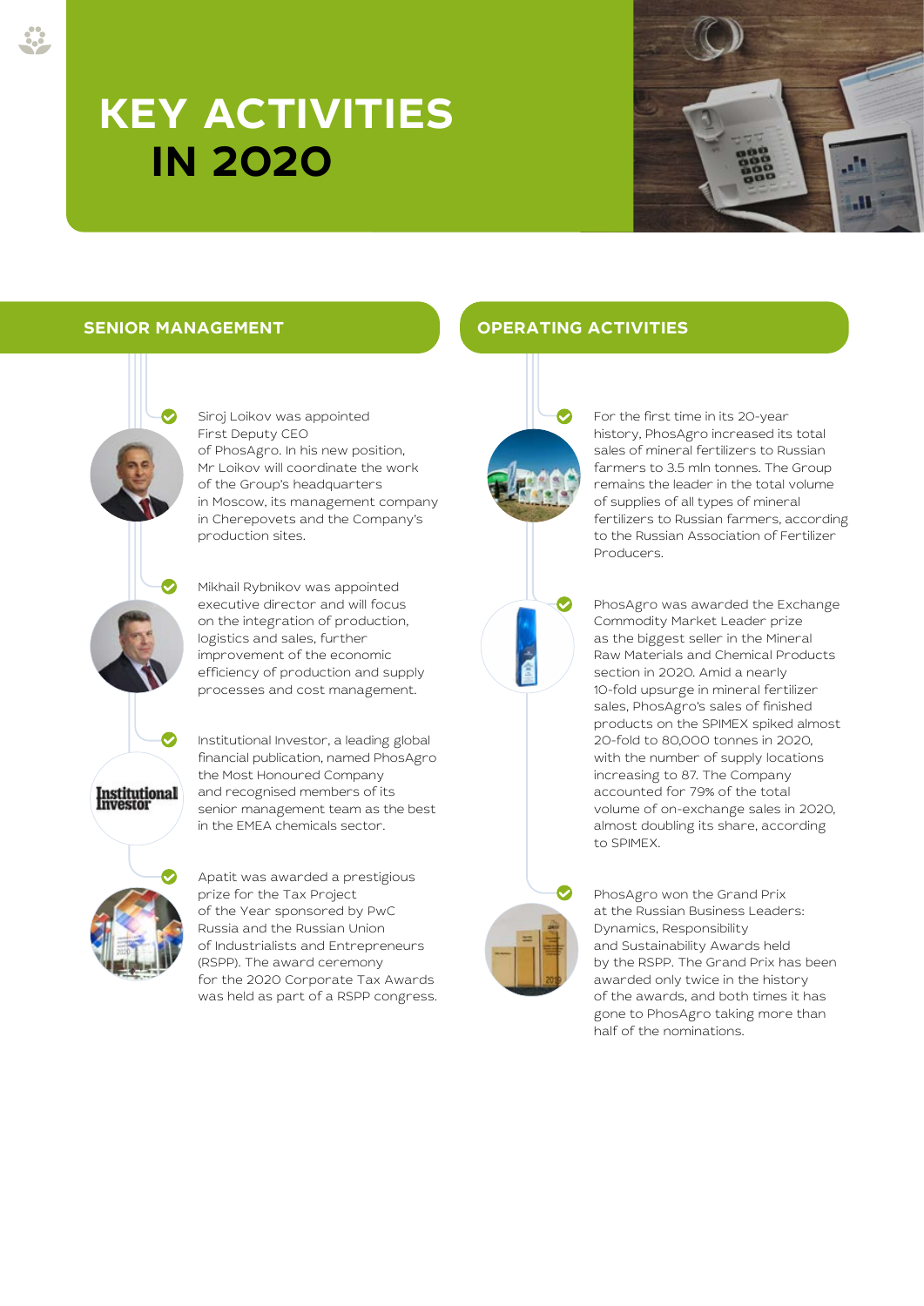# KEY ACTIVITIES IN 2020

## SENIOR MANAGEMENT

- Siroj Loikov was appointed First Deputy CEO of PhosAgro. In his new position, Mr Loikov will coordinate the work of the Group's headquarters in Moscow, its management company in Cherepovets and the Company's production sites.

- Mikhail Rybnikov was appointed executive director and will focus on the integration of production, logistics and sales, further improvement of the economic efficiency of production and supply processes and cost management.

- Institutional Investor, a leading global financial publication, named PhosAgro the Most Honoured Company and recognised members of its senior management team as the best in the EMEA chemicals sector.

- Apatit was awarded a prestigious prize for the Tax Project of the Year sponsored by PwC Russia and the Russian Union of Industrialists and Entrepreneurs (RSPP). The award ceremony for the 2020 Corporate Tax Awards was held as part of a RSPP congress.

## OPERATING ACTIVITIES

- For the first time in its 20-year history, PhosAgro increased its total sales of mineral fertilizers to Russian farmers to 3.5 mln tonnes. The Group remains the leader in the total volume of supplies of all types of mineral fertilizers to Russian farmers, according to the Russian Association of Fertilizer Producers.

- PhosAgro was awarded the Exchange Commodity Market Leader prize as the biggest seller in the Mineral Raw Materials and Chemical Products section in 2020. Amid a nearly 10-fold upsurge in mineral fertilizer sales, PhosAgro's sales of finished products on the SPIMEX spiked almost 20-fold to 80,000 tonnes in 2020, with the number of supply locations increasing to 87. The Company accounted for 79% of the total volume of on-exchange sales in 2020, almost doubling its share, according to SPIMEX.

- PhosAgro won the Grand Prix at the Russian Business Leaders: Dynamics, Responsibility and Sustainability Awards held by the RSPP. The Grand Prix has been awarded only twice in the history of the awards, and both times it has gone to PhosAgro taking more than half of the nominations.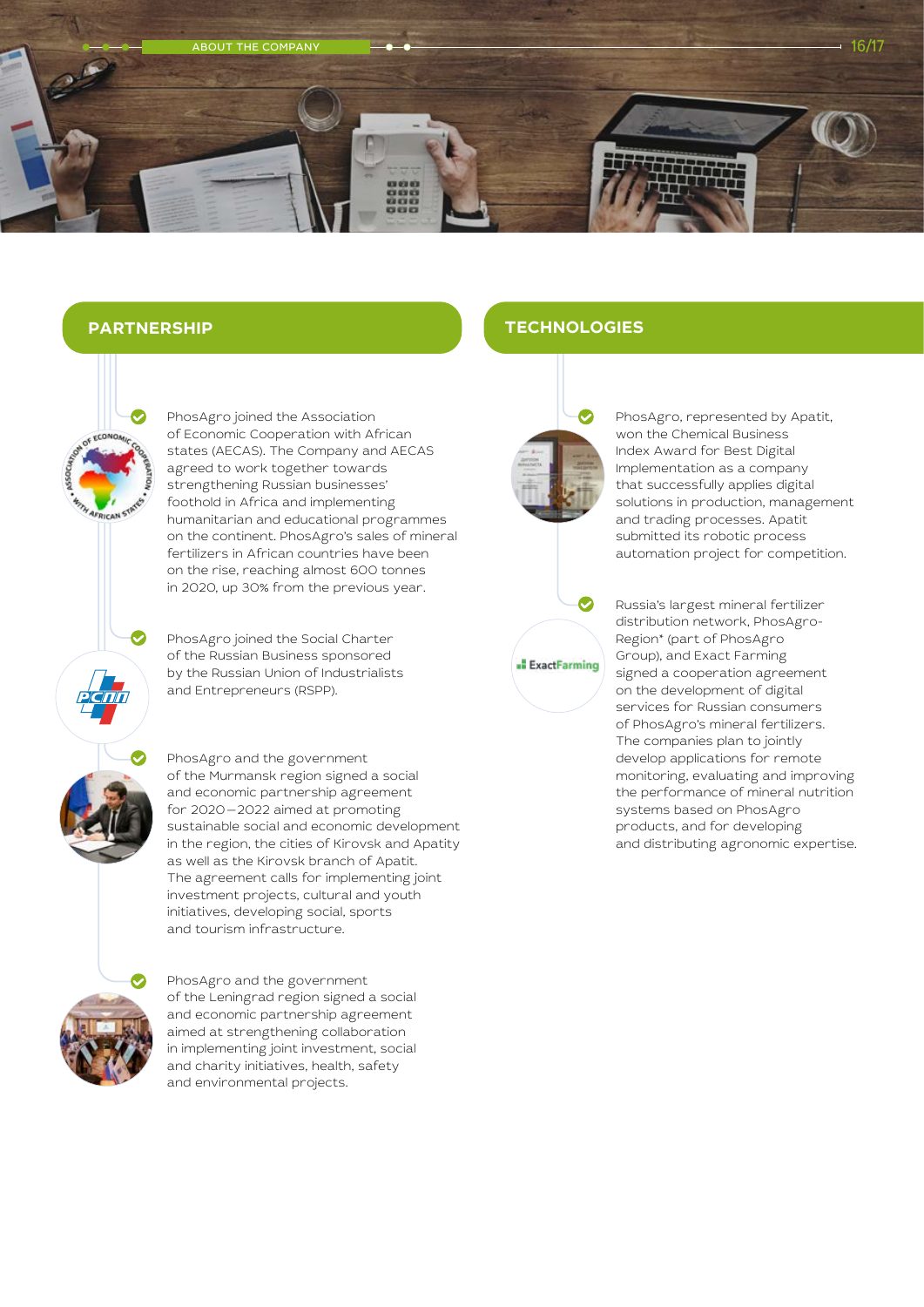## PARTNERSHIP

PhosAgro joined the Association of Economic Cooperation with African states (AECAS). The Company and AECAS agreed to work together towards strengthening Russian businesses' foothold in Africa and implementing humanitarian and educational programmes on the continent. PhosAgro's sales of mineral fertilizers in African countries have been on the rise, reaching almost 600 tonnes in 2020, up 30% from the previous year.

PhosAgro joined the Social Charter of the Russian Business sponsored by the Russian Union of Industrialists and Entrepreneurs (RSPP).

PhosAgro and the government of the Murmansk region signed a social and economic partnership agreement for 2020–2022 aimed at promoting sustainable social and economic development in the region, the cities of Kirovsk and Apatity as well as the Kirovsk branch of Apatit. The agreement calls for implementing joint investment projects, cultural and youth initiatives, developing social, sports and tourism infrastructure.

PhosAgro and the government of the Leningrad region signed a social and economic partnership agreement aimed at strengthening collaboration in implementing joint investment, social and charity initiatives, health, safety and environmental projects.

## TECHNOLOGIES

PhosAgro, represented by Apatit, won the Chemical Business Index Award for Best Digital Implementation as a company that successfully applies digital solutions in production, management and trading processes. Apatit submitted its robotic process automation project for competition.

Russia's largest mineral fertilizer distribution network, PhosAgro-Region* (part of PhosAgro Group), and Exact Farming signed a cooperation agreement on the development of digital services for Russian consumers of PhosAgro's mineral fertilizers. The companies plan to jointly develop applications for remote monitoring, evaluating and improving the performance of mineral nutrition systems based on PhosAgro products, and for developing and distributing agronomic expertise.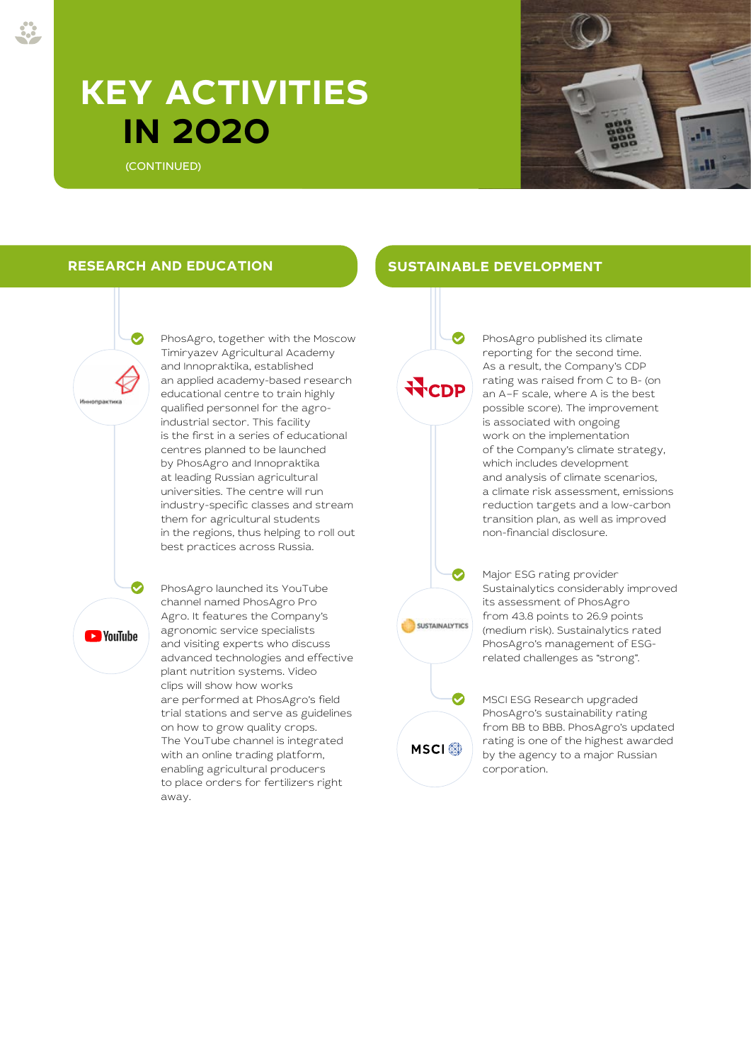# KEY ACTIVITIES IN 2020

(CONTINUED)

## RESEARCH AND EDUCATION

PhosAgro, together with the Moscow Timiryazev Agricultural Academy and Innopraktika, established an applied academy-based research educational centre to train highly qualified personnel for the agro-industrial sector. This facility is the first in a series of educational centres planned to be launched by PhosAgro and Innopraktika at leading Russian agricultural universities. The centre will run industry-specific classes and stream them for agricultural students in the regions, thus helping to roll out best practices across Russia.

PhosAgro launched its YouTube channel named PhosAgro Pro Agro. It features the Company's agronomic service specialists and visiting experts who discuss advanced technologies and effective plant nutrition systems. Video clips will show how works are performed at PhosAgro's field trial stations and serve as guidelines on how to grow quality crops. The YouTube channel is integrated with an online trading platform, enabling agricultural producers to place orders for fertilizers right away.

## SUSTAINABLE DEVELOPMENT

PhosAgro published its climate reporting for the second time. As a result, the Company's CDP rating was raised from C to B- (on an A–F scale, where A is the best possible score). The improvement is associated with ongoing work on the implementation of the Company's climate strategy, which includes development and analysis of climate scenarios, a climate risk assessment, emissions reduction targets and a low-carbon transition plan, as well as improved non-financial disclosure.

Major ESG rating provider Sustainalytics considerably improved its assessment of PhosAgro from 43.8 points to 26.9 points (medium risk). Sustainalytics rated PhosAgro's management of ESG-related challenges as "strong".

MSCI ESG Research upgraded PhosAgro's sustainability rating from BB to BBB. PhosAgro's updated rating is one of the highest awarded by the agency to a major Russian corporation.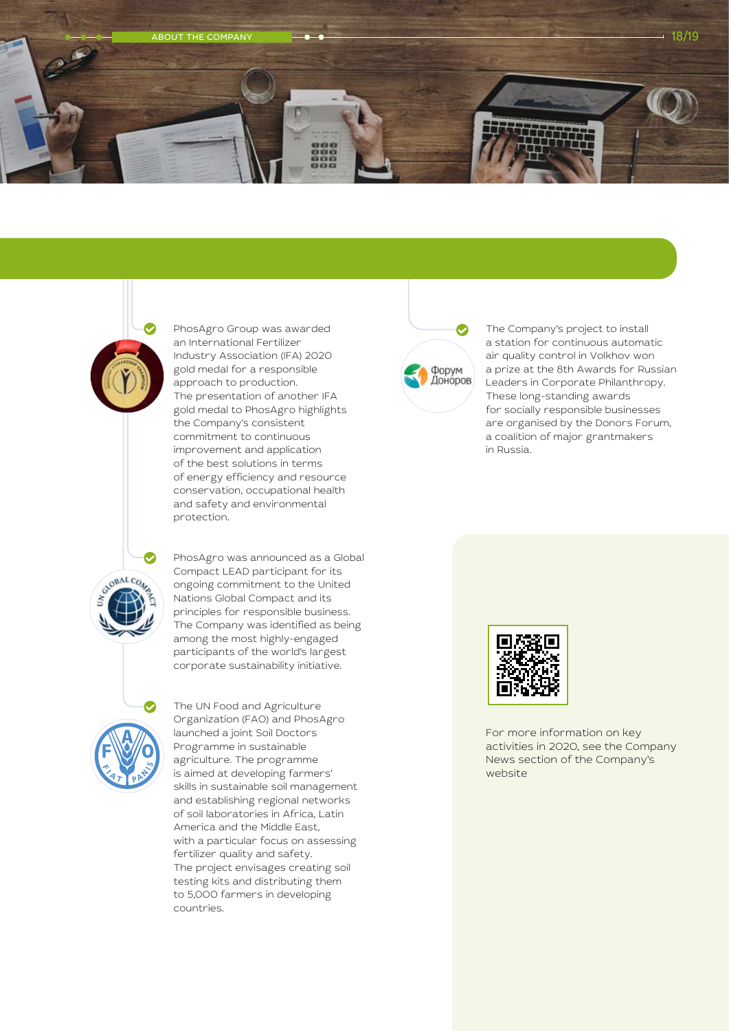PhosAgro Group was awarded an International Fertilizer Industry Association (IFA) 2020 gold medal for a responsible approach to production. The presentation of another IFA gold medal to PhosAgro highlights the Company's consistent commitment to continuous improvement and application of the best solutions in terms of energy efficiency and resource conservation, occupational health and safety and environmental protection.

PhosAgro was announced as a Global Compact LEAD participant for its ongoing commitment to the United Nations Global Compact and its principles for responsible business. The Company was identified as being among the most highly-engaged participants of the world's largest corporate sustainability initiative.

The UN Food and Agriculture Organization (FAO) and PhosAgro launched a joint Soil Doctors Programme in sustainable agriculture. The programme is aimed at developing farmers' skills in sustainable soil management and establishing regional networks of soil laboratories in Africa, Latin America and the Middle East, with a particular focus on assessing fertilizer quality and safety. The project envisages creating soil testing kits and distributing them to 5,000 farmers in developing countries.

The Company's project to install a station for continuous automatic air quality control in Volkhov won a prize at the 8th Awards for Russian Leaders in Corporate Philanthropy. These long-standing awards for socially responsible businesses are organised by the Donors Forum, a coalition of major grantmakers in Russia.

For more information on key activities in 2020, see the Company News section of the Company's website